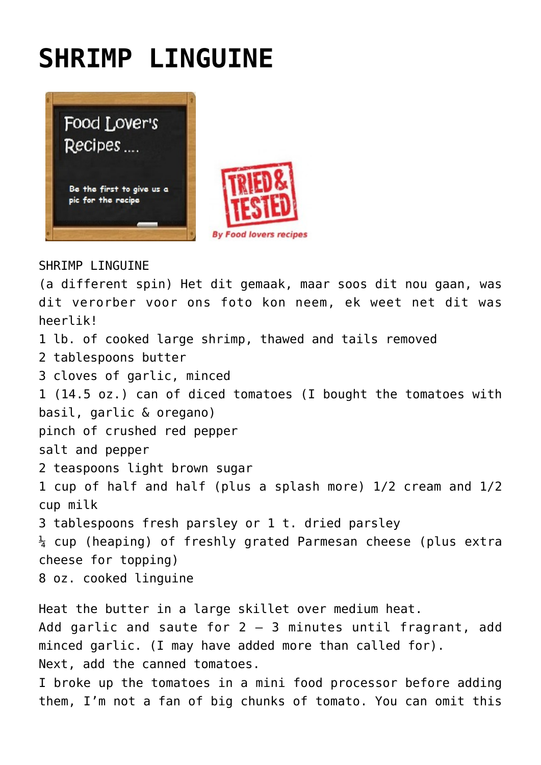# SHRIMP LINGUINE

SHRIMP LINGUINE
(a different spin) Het dit gemaak, maar soos dit nou gaan, was dit verorber voor ons foto kon neem, ek weet net dit was heerlik!
1 lb. of cooked large shrimp, thawed and tails removed
2 tablespoons butter
3 cloves of garlic, minced
1 (14.5 oz.) can of diced tomatoes (I bought the tomatoes with basil, garlic & oregano)
pinch of crushed red pepper
salt and pepper
2 teaspoons light brown sugar
1 cup of half and half (plus a splash more) 1/2 cream and 1/2 cup milk
3 tablespoons fresh parsley or 1 t. dried parsley
¼ cup (heaping) of freshly grated Parmesan cheese (plus extra cheese for topping)
8 oz. cooked linguine

Heat the butter in a large skillet over medium heat.
Add garlic and saute for 2 – 3 minutes until fragrant, add minced garlic. (I may have added more than called for).
Next, add the canned tomatoes.
I broke up the tomatoes in a mini food processor before adding them, I'm not a fan of big chunks of tomato. You can omit this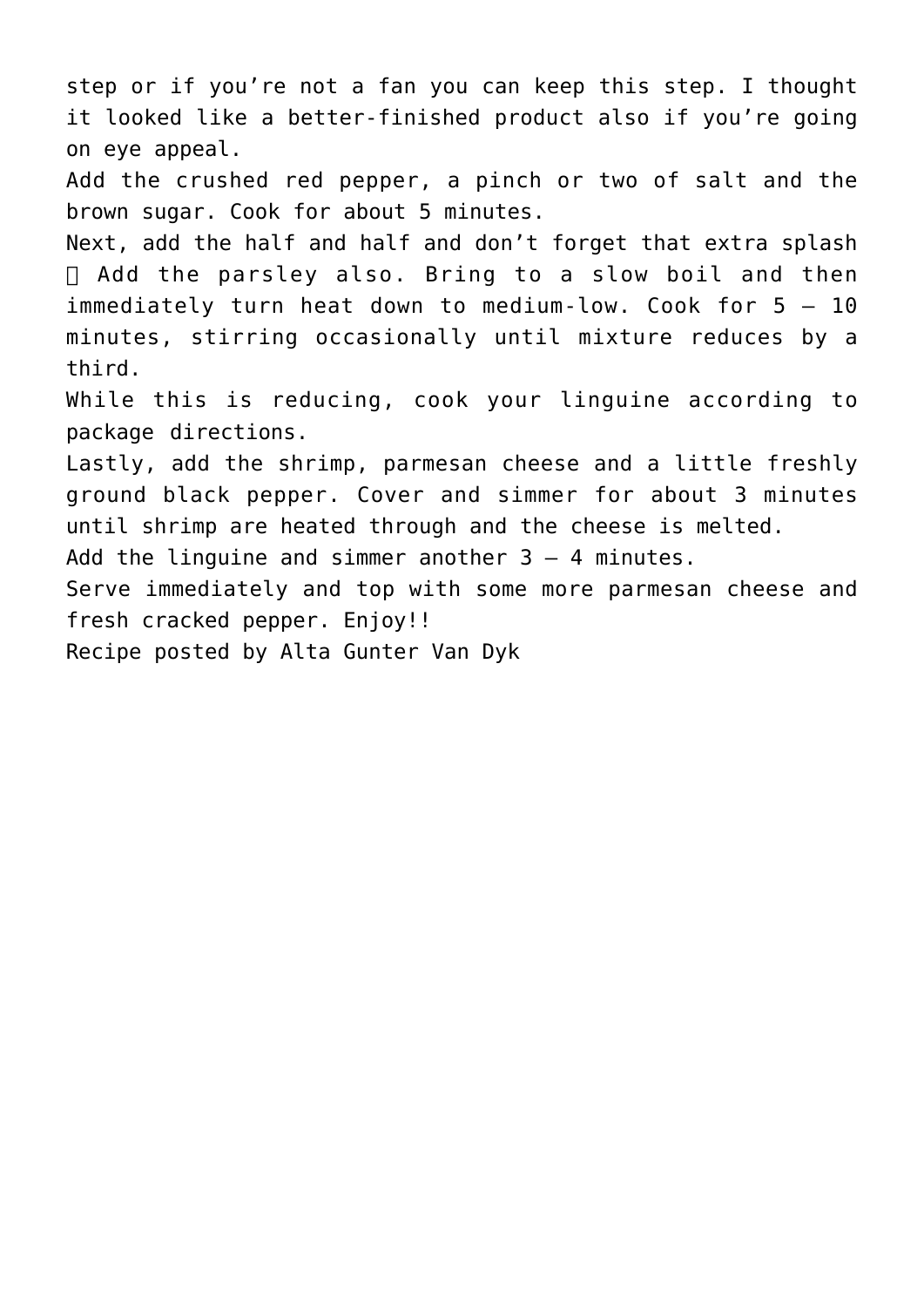step or if you’re not a fan you can keep this step. I thought it looked like a better-finished product also if you’re going on eye appeal.

Add the crushed red pepper, a pinch or two of salt and the brown sugar. Cook for about 5 minutes.

Next, add the half and half and don’t forget that extra splash  Add the parsley also. Bring to a slow boil and then immediately turn heat down to medium-low. Cook for 5 – 10 minutes, stirring occasionally until mixture reduces by a third.

While this is reducing, cook your linguine according to package directions.

Lastly, add the shrimp, parmesan cheese and a little freshly ground black pepper. Cover and simmer for about 3 minutes until shrimp are heated through and the cheese is melted.

Add the linguine and simmer another 3 – 4 minutes.

Serve immediately and top with some more parmesan cheese and fresh cracked pepper. Enjoy!!

Recipe posted by Alta Gunter Van Dyk